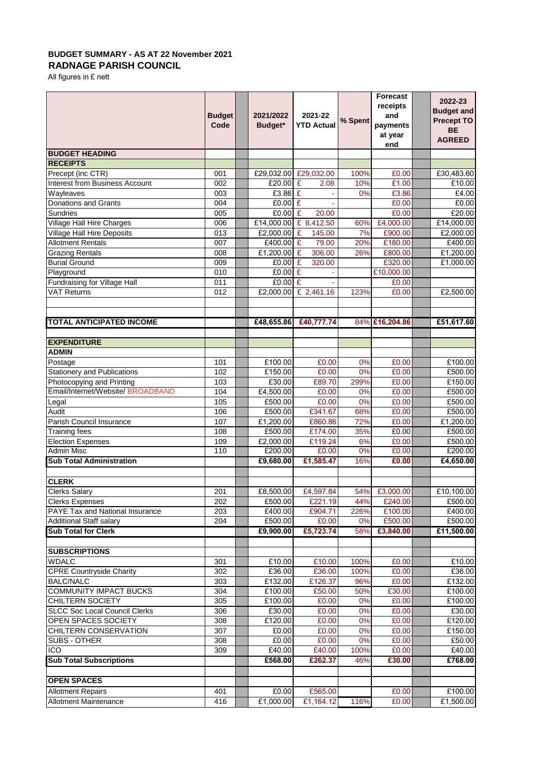**BUDGET SUMMARY - AS AT 22 November 2021**

**RADNAGE PARISH COUNCIL**

All figures in £ nett

| | Budget Code | | 2021/2022 Budget* | 2021-22 YTD Actual | % Spent | Forecast receipts and payments at year end | | 2022-23 Budget and Precept TO BE AGREED |
|---|---|---|---|---|---|---|---|---|
| **BUDGET HEADING** | | | | | | | | |
| **RECEIPTS** | | | | | | | | |
| Precept (inc CTR) | 001 | | £29,032.00 | £29,032.00 | 100% | £0.00 | | £30,483.60 |
| Interest from Business Account | 002 | | £20.00 | £ 2.08 | 10% | £1.00 | | £10.00 |
| Wayleaves | 003 | | £3.86 | £ - | 0% | £3.86 | | £4.00 |
| Donations and Grants | 004 | | £0.00 | £ - | | £0.00 | | £0.00 |
| Sundries | 005 | | £0.00 | £ 20.00 | | £0.00 | | £20.00 |
| Village Hall Hire Charges | 006 | | £14,000.00 | £ 8,412.50 | 60% | £4,000.00 | | £14,000.00 |
| Village Hall Hire Deposits | 013 | | £2,000.00 | £ 145.00 | 7% | £900.00 | | £2,000.00 |
| Allotment Rentals | 007 | | £400.00 | £ 79.00 | 20% | £180.00 | | £400.00 |
| Grazing Rentals | 008 | | £1,200.00 | £ 306.00 | 26% | £800.00 | | £1,200.00 |
| Burial Ground | 009 | | £0.00 | £ 320.00 | | £320.00 | | £1,000.00 |
| Playground | 010 | | £0.00 | £ - | | £10,000.00 | | |
| Fundraising for Village Hall | 011 | | £0.00 | £ - | | £0.00 | | |
| VAT Returns | 012 | | £2,000.00 | £ 2,461.16 | 123% | £0.00 | | £2,500.00 |
| | | | | | | | | |
| | | | | | | | | |
| **TOTAL ANTICIPATED INCOME** | | | **£48,655.86** | **£40,777.74** | 84% | **£16,204.86** | | **£51,617.60** |
| | | | | | | | | |
| **EXPENDITURE** | | | | | | | | |
| **ADMIN** | | | | | | | | |
| Postage | 101 | | £100.00 | £0.00 | 0% | £0.00 | | £100.00 |
| Stationery and Publications | 102 | | £150.00 | £0.00 | 0% | £0.00 | | £500.00 |
| Photocopying and Printing | 103 | | £30.00 | £89.70 | 299% | £0.00 | | £150.00 |
| Email/Internet/Website/ BROADBAND | 104 | | £4,500.00 | £0.00 | 0% | £0.00 | | £500.00 |
| Legal | 105 | | £500.00 | £0.00 | 0% | £0.00 | | £500.00 |
| Audit | 106 | | £500.00 | £341.67 | 68% | £0.00 | | £500.00 |
| Parish Council Insurance | 107 | | £1,200.00 | £860.86 | 72% | £0.00 | | £1,200.00 |
| Training fees | 108 | | £500.00 | £174.00 | 35% | £0.00 | | £500.00 |
| Election Expenses | 109 | | £2,000.00 | £119.24 | 6% | £0.00 | | £500.00 |
| Admin Misc | 110 | | £200.00 | £0.00 | 0% | £0.00 | | £200.00 |
| **Sub Total Administration** | | | **£9,680.00** | **£1,585.47** | 16% | **£0.00** | | **£4,650.00** |
| | | | | | | | | |
| **CLERK** | | | | | | | | |
| Clerks Salary | 201 | | £8,500.00 | £4,597.84 | 54% | £3,000.00 | | £10,100.00 |
| Clerks Expenses | 202 | | £500.00 | £221.19 | 44% | £240.00 | | £500.00 |
| PAYE Tax and National Insurance | 203 | | £400.00 | £904.71 | 226% | £100.00 | | £400.00 |
| Additional Staff salary | 204 | | £500.00 | £0.00 | 0% | £500.00 | | £500.00 |
| **Sub Total for Clerk** | | | **£9,900.00** | **£5,723.74** | 58% | **£3,840.00** | | **£11,500.00** |
| | | | | | | | | |
| **SUBSCRIPTIONS** | | | | | | | | |
| WDALC | 301 | | £10.00 | £10.00 | 100% | £0.00 | | £10.00 |
| CPRE Countryside Charity | 302 | | £36.00 | £36.00 | 100% | £0.00 | | £36.00 |
| BALC/NALC | 303 | | £132.00 | £126.37 | 96% | £0.00 | | £132.00 |
| COMMUNITY IMPACT BUCKS | 304 | | £100.00 | £50.00 | 50% | £30.00 | | £100.00 |
| CHILTERN SOCIETY | 305 | | £100.00 | £0.00 | 0% | £0.00 | | £100.00 |
| SLCC Soc Local Council Clerks | 306 | | £30.00 | £0.00 | 0% | £0.00 | | £30.00 |
| OPEN SPACES SOCIETY | 308 | | £120.00 | £0.00 | 0% | £0.00 | | £120.00 |
| CHILTERN CONSERVATION | 307 | | £0.00 | £0.00 | 0% | £0.00 | | £150.00 |
| SUBS - OTHER | 308 | | £0.00 | £0.00 | 0% | £0.00 | | £50.00 |
| ICO | 309 | | £40.00 | £40.00 | 100% | £0.00 | | £40.00 |
| **Sub Total Subscriptions** | | | **£568.00** | **£262.37** | 46% | **£30.00** | | **£768.00** |
| | | | | | | | | |
| **OPEN SPACES** | | | | | | | | |
| Allotment Repairs | 401 | | £0.00 | £565.00 | | £0.00 | | £100.00 |
| Allotment Maintenance | 416 | | £1,000.00 | £1,164.12 | 116% | £0.00 | | £1,500.00 |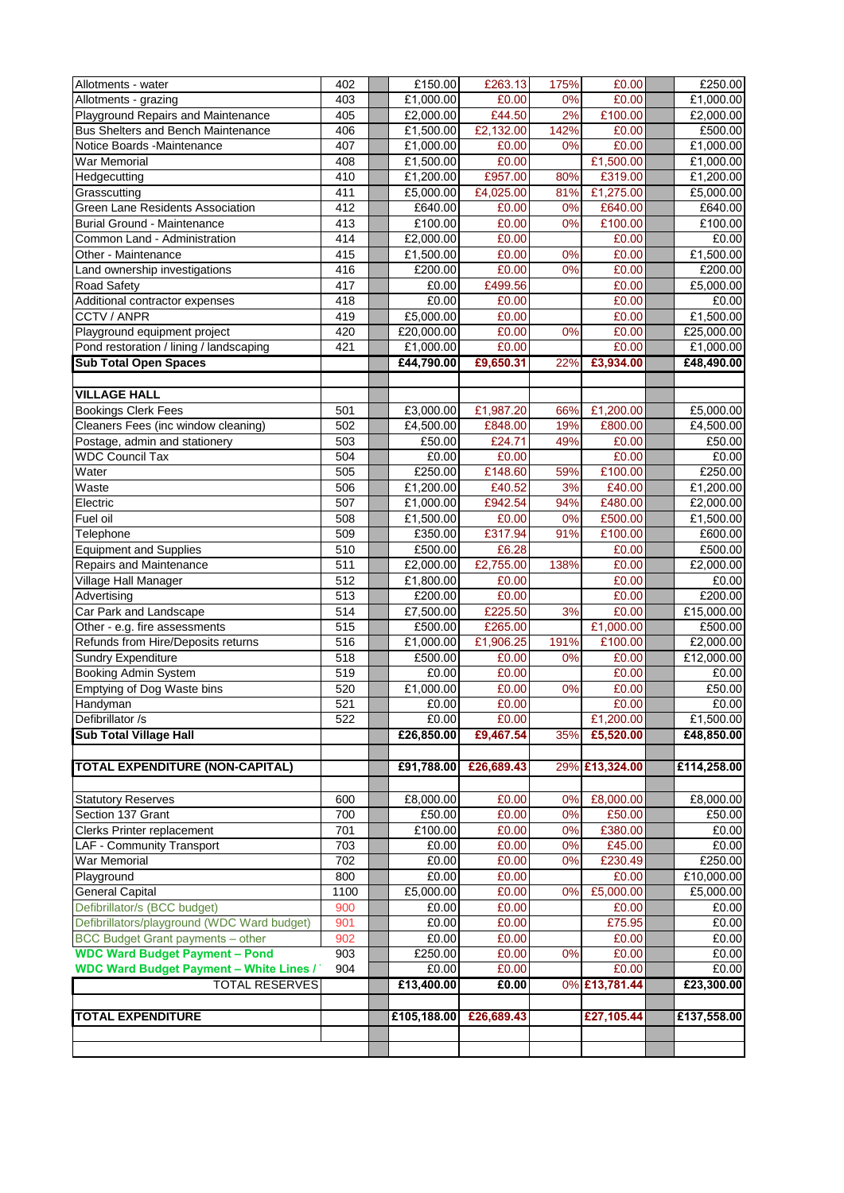| | | | | | | | | |
|---|---|---|---|---|---|---|---|---|
| Allotments - water | 402 | | £150.00 | £263.13 | 175% | £0.00 | | £250.00 |
| Allotments - grazing | 403 | | £1,000.00 | £0.00 | 0% | £0.00 | | £1,000.00 |
| Playground Repairs and Maintenance | 405 | | £2,000.00 | £44.50 | 2% | £100.00 | | £2,000.00 |
| Bus Shelters and Bench Maintenance | 406 | | £1,500.00 | £2,132.00 | 142% | £0.00 | | £500.00 |
| Notice Boards -Maintenance | 407 | | £1,000.00 | £0.00 | 0% | £0.00 | | £1,000.00 |
| War Memorial | 408 | | £1,500.00 | £0.00 | | £1,500.00 | | £1,000.00 |
| Hedgecutting | 410 | | £1,200.00 | £957.00 | 80% | £319.00 | | £1,200.00 |
| Grasscutting | 411 | | £5,000.00 | £4,025.00 | 81% | £1,275.00 | | £5,000.00 |
| Green Lane Residents Association | 412 | | £640.00 | £0.00 | 0% | £640.00 | | £640.00 |
| Burial Ground - Maintenance | 413 | | £100.00 | £0.00 | 0% | £100.00 | | £100.00 |
| Common Land - Administration | 414 | | £2,000.00 | £0.00 | | £0.00 | | £0.00 |
| Other - Maintenance | 415 | | £1,500.00 | £0.00 | 0% | £0.00 | | £1,500.00 |
| Land ownership investigations | 416 | | £200.00 | £0.00 | 0% | £0.00 | | £200.00 |
| Road Safety | 417 | | £0.00 | £499.56 | | £0.00 | | £5,000.00 |
| Additional contractor expenses | 418 | | £0.00 | £0.00 | | £0.00 | | £0.00 |
| CCTV / ANPR | 419 | | £5,000.00 | £0.00 | | £0.00 | | £1,500.00 |
| Playground equipment project | 420 | | £20,000.00 | £0.00 | 0% | £0.00 | | £25,000.00 |
| Pond restoration / lining / landscaping | 421 | | £1,000.00 | £0.00 | | £0.00 | | £1,000.00 |
| **Sub Total Open Spaces** | | | **£44,790.00** | **£9,650.31** | 22% | **£3,934.00** | | **£48,490.00** |
| | | | | | | | | |
| **VILLAGE HALL** | | | | | | | | |
| Bookings Clerk Fees | 501 | | £3,000.00 | £1,987.20 | 66% | £1,200.00 | | £5,000.00 |
| Cleaners Fees (inc window cleaning) | 502 | | £4,500.00 | £848.00 | 19% | £800.00 | | £4,500.00 |
| Postage, admin and stationery | 503 | | £50.00 | £24.71 | 49% | £0.00 | | £50.00 |
| WDC Council Tax | 504 | | £0.00 | £0.00 | | £0.00 | | £0.00 |
| Water | 505 | | £250.00 | £148.60 | 59% | £100.00 | | £250.00 |
| Waste | 506 | | £1,200.00 | £40.52 | 3% | £40.00 | | £1,200.00 |
| Electric | 507 | | £1,000.00 | £942.54 | 94% | £480.00 | | £2,000.00 |
| Fuel oil | 508 | | £1,500.00 | £0.00 | 0% | £500.00 | | £1,500.00 |
| Telephone | 509 | | £350.00 | £317.94 | 91% | £100.00 | | £600.00 |
| Equipment and Supplies | 510 | | £500.00 | £6.28 | | £0.00 | | £500.00 |
| Repairs and Maintenance | 511 | | £2,000.00 | £2,755.00 | 138% | £0.00 | | £2,000.00 |
| Village Hall Manager | 512 | | £1,800.00 | £0.00 | | £0.00 | | £0.00 |
| Advertising | 513 | | £200.00 | £0.00 | | £0.00 | | £200.00 |
| Car Park and Landscape | 514 | | £7,500.00 | £225.50 | 3% | £0.00 | | £15,000.00 |
| Other - e.g. fire assessments | 515 | | £500.00 | £265.00 | | £1,000.00 | | £500.00 |
| Refunds from Hire/Deposits returns | 516 | | £1,000.00 | £1,906.25 | 191% | £100.00 | | £2,000.00 |
| Sundry Expenditure | 518 | | £500.00 | £0.00 | 0% | £0.00 | | £12,000.00 |
| Booking Admin System | 519 | | £0.00 | £0.00 | | £0.00 | | £0.00 |
| Emptying of Dog Waste bins | 520 | | £1,000.00 | £0.00 | 0% | £0.00 | | £50.00 |
| Handyman | 521 | | £0.00 | £0.00 | | £0.00 | | £0.00 |
| Defibrillator /s | 522 | | £0.00 | £0.00 | | £1,200.00 | | £1,500.00 |
| **Sub Total Village Hall** | | | **£26,850.00** | **£9,467.54** | 35% | **£5,520.00** | | **£48,850.00** |
| | | | | | | | | |
| **TOTAL EXPENDITURE (NON-CAPITAL)** | | | **£91,788.00** | **£26,689.43** | 29% | **£13,324.00** | | **£114,258.00** |
| | | | | | | | | |
| Statutory Reserves | 600 | | £8,000.00 | £0.00 | 0% | £8,000.00 | | £8,000.00 |
| Section 137 Grant | 700 | | £50.00 | £0.00 | 0% | £50.00 | | £50.00 |
| Clerks Printer replacement | 701 | | £100.00 | £0.00 | 0% | £380.00 | | £0.00 |
| LAF - Community Transport | 703 | | £0.00 | £0.00 | 0% | £45.00 | | £0.00 |
| War Memorial | 702 | | £0.00 | £0.00 | 0% | £230.49 | | £250.00 |
| Playground | 800 | | £0.00 | £0.00 | | £0.00 | | £10,000.00 |
| General Capital | 1100 | | £5,000.00 | £0.00 | 0% | £5,000.00 | | £5,000.00 |
| Defibrillator/s (BCC budget) | 900 | | £0.00 | £0.00 | | £0.00 | | £0.00 |
| Defibrillators/playground (WDC Ward budget) | 901 | | £0.00 | £0.00 | | £75.95 | | £0.00 |
| BCC Budget Grant payments – other | 902 | | £0.00 | £0.00 | | £0.00 | | £0.00 |
| **WDC Ward Budget Payment – Pond** | 903 | | £250.00 | £0.00 | 0% | £0.00 | | £0.00 |
| **WDC Ward Budget Payment – White Lines /** | 904 | | £0.00 | £0.00 | | £0.00 | | £0.00 |
| TOTAL RESERVES | | | **£13,400.00** | **£0.00** | 0% | **£13,781.44** | | **£23,300.00** |
| | | | | | | | | |
| **TOTAL EXPENDITURE** | | | **£105,188.00** | **£26,689.43** | | **£27,105.44** | | **£137,558.00** |